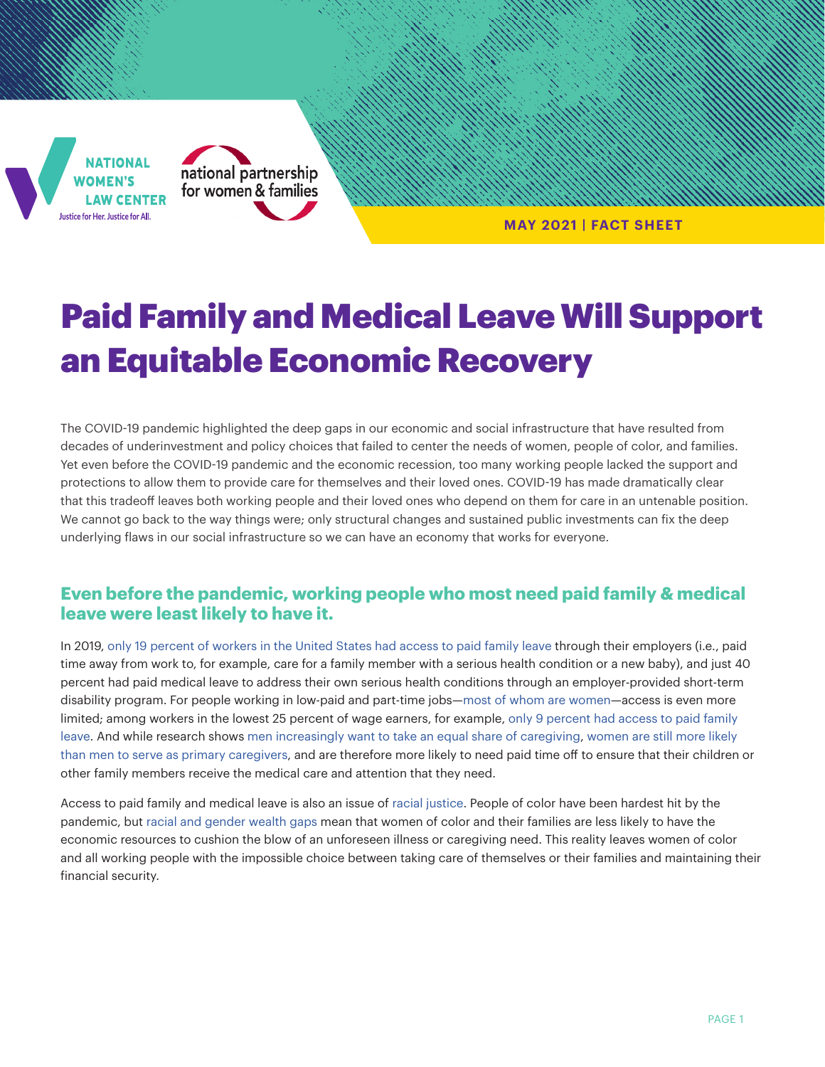NATIONAL WOMEN'S LAW CENTER
Justice for Her. Justice for All.

national partnership for women & families

**MAY 2021 | FACT SHEET**

# Paid Family and Medical Leave Will Support an Equitable Economic Recovery

The COVID-19 pandemic highlighted the deep gaps in our economic and social infrastructure that have resulted from decades of underinvestment and policy choices that failed to center the needs of women, people of color, and families. Yet even before the COVID-19 pandemic and the economic recession, too many working people lacked the support and protections to allow them to provide care for themselves and their loved ones. COVID-19 has made dramatically clear that this tradeoff leaves both working people and their loved ones who depend on them for care in an untenable position. We cannot go back to the way things were; only structural changes and sustained public investments can fix the deep underlying flaws in our social infrastructure so we can have an economy that works for everyone.

## Even before the pandemic, working people who most need paid family & medical leave were least likely to have it.

In 2019, only 19 percent of workers in the United States had access to paid family leave through their employers (i.e., paid time away from work to, for example, care for a family member with a serious health condition or a new baby), and just 40 percent had paid medical leave to address their own serious health conditions through an employer-provided short-term disability program. For people working in low-paid and part-time jobs—most of whom are women—access is even more limited; among workers in the lowest 25 percent of wage earners, for example, only 9 percent had access to paid family leave. And while research shows men increasingly want to take an equal share of caregiving, women are still more likely than men to serve as primary caregivers, and are therefore more likely to need paid time off to ensure that their children or other family members receive the medical care and attention that they need.

Access to paid family and medical leave is also an issue of racial justice. People of color have been hardest hit by the pandemic, but racial and gender wealth gaps mean that women of color and their families are less likely to have the economic resources to cushion the blow of an unforeseen illness or caregiving need. This reality leaves women of color and all working people with the impossible choice between taking care of themselves or their families and maintaining their financial security.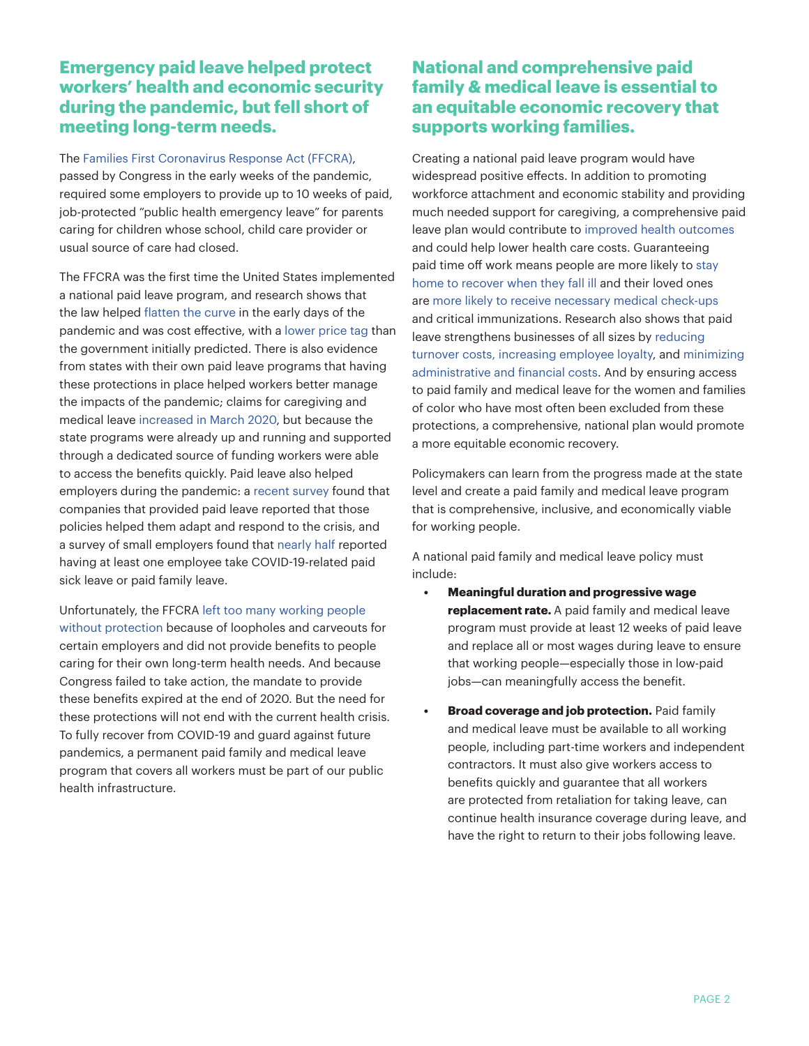## Emergency paid leave helped protect workers' health and economic security during the pandemic, but fell short of meeting long-term needs.

The Families First Coronavirus Response Act (FFCRA), passed by Congress in the early weeks of the pandemic, required some employers to provide up to 10 weeks of paid, job-protected "public health emergency leave" for parents caring for children whose school, child care provider or usual source of care had closed.

The FFCRA was the first time the United States implemented a national paid leave program, and research shows that the law helped flatten the curve in the early days of the pandemic and was cost effective, with a lower price tag than the government initially predicted. There is also evidence from states with their own paid leave programs that having these protections in place helped workers better manage the impacts of the pandemic; claims for caregiving and medical leave increased in March 2020, but because the state programs were already up and running and supported through a dedicated source of funding workers were able to access the benefits quickly. Paid leave also helped employers during the pandemic: a recent survey found that companies that provided paid leave reported that those policies helped them adapt and respond to the crisis, and a survey of small employers found that nearly half reported having at least one employee take COVID-19-related paid sick leave or paid family leave.

Unfortunately, the FFCRA left too many working people without protection because of loopholes and carveouts for certain employers and did not provide benefits to people caring for their own long-term health needs. And because Congress failed to take action, the mandate to provide these benefits expired at the end of 2020. But the need for these protections will not end with the current health crisis. To fully recover from COVID-19 and guard against future pandemics, a permanent paid family and medical leave program that covers all workers must be part of our public health infrastructure.

## National and comprehensive paid family & medical leave is essential to an equitable economic recovery that supports working families.

Creating a national paid leave program would have widespread positive effects. In addition to promoting workforce attachment and economic stability and providing much needed support for caregiving, a comprehensive paid leave plan would contribute to improved health outcomes and could help lower health care costs. Guaranteeing paid time off work means people are more likely to stay home to recover when they fall ill and their loved ones are more likely to receive necessary medical check-ups and critical immunizations. Research also shows that paid leave strengthens businesses of all sizes by reducing turnover costs, increasing employee loyalty, and minimizing administrative and financial costs. And by ensuring access to paid family and medical leave for the women and families of color who have most often been excluded from these protections, a comprehensive, national plan would promote a more equitable economic recovery.

Policymakers can learn from the progress made at the state level and create a paid family and medical leave program that is comprehensive, inclusive, and economically viable for working people.

A national paid family and medical leave policy must include:

- **Meaningful duration and progressive wage replacement rate.** A paid family and medical leave program must provide at least 12 weeks of paid leave and replace all or most wages during leave to ensure that working people—especially those in low-paid jobs—can meaningfully access the benefit.

- **Broad coverage and job protection.** Paid family and medical leave must be available to all working people, including part-time workers and independent contractors. It must also give workers access to benefits quickly and guarantee that all workers are protected from retaliation for taking leave, can continue health insurance coverage during leave, and have the right to return to their jobs following leave.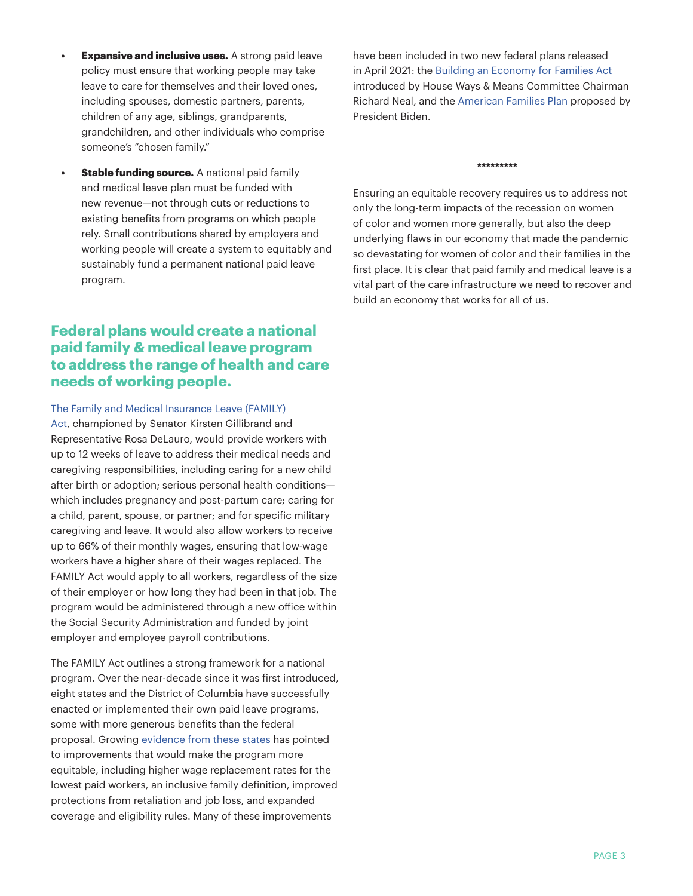- **Expansive and inclusive uses.** A strong paid leave policy must ensure that working people may take leave to care for themselves and their loved ones, including spouses, domestic partners, parents, children of any age, siblings, grandparents, grandchildren, and other individuals who comprise someone's "chosen family."
- **Stable funding source.** A national paid family and medical leave plan must be funded with new revenue—not through cuts or reductions to existing benefits from programs on which people rely. Small contributions shared by employers and working people will create a system to equitably and sustainably fund a permanent national paid leave program.

## Federal plans would create a national paid family & medical leave program to address the range of health and care needs of working people.

The Family and Medical Insurance Leave (FAMILY) Act, championed by Senator Kirsten Gillibrand and Representative Rosa DeLauro, would provide workers with up to 12 weeks of leave to address their medical needs and caregiving responsibilities, including caring for a new child after birth or adoption; serious personal health conditions—which includes pregnancy and post-partum care; caring for a child, parent, spouse, or partner; and for specific military caregiving and leave. It would also allow workers to receive up to 66% of their monthly wages, ensuring that low-wage workers have a higher share of their wages replaced. The FAMILY Act would apply to all workers, regardless of the size of their employer or how long they had been in that job. The program would be administered through a new office within the Social Security Administration and funded by joint employer and employee payroll contributions.

The FAMILY Act outlines a strong framework for a national program. Over the near-decade since it was first introduced, eight states and the District of Columbia have successfully enacted or implemented their own paid leave programs, some with more generous benefits than the federal proposal. Growing evidence from these states has pointed to improvements that would make the program more equitable, including higher wage replacement rates for the lowest paid workers, an inclusive family definition, improved protections from retaliation and job loss, and expanded coverage and eligibility rules. Many of these improvements have been included in two new federal plans released in April 2021: the Building an Economy for Families Act introduced by House Ways & Means Committee Chairman Richard Neal, and the American Families Plan proposed by President Biden.

*********

Ensuring an equitable recovery requires us to address not only the long-term impacts of the recession on women of color and women more generally, but also the deep underlying flaws in our economy that made the pandemic so devastating for women of color and their families in the first place. It is clear that paid family and medical leave is a vital part of the care infrastructure we need to recover and build an economy that works for all of us.